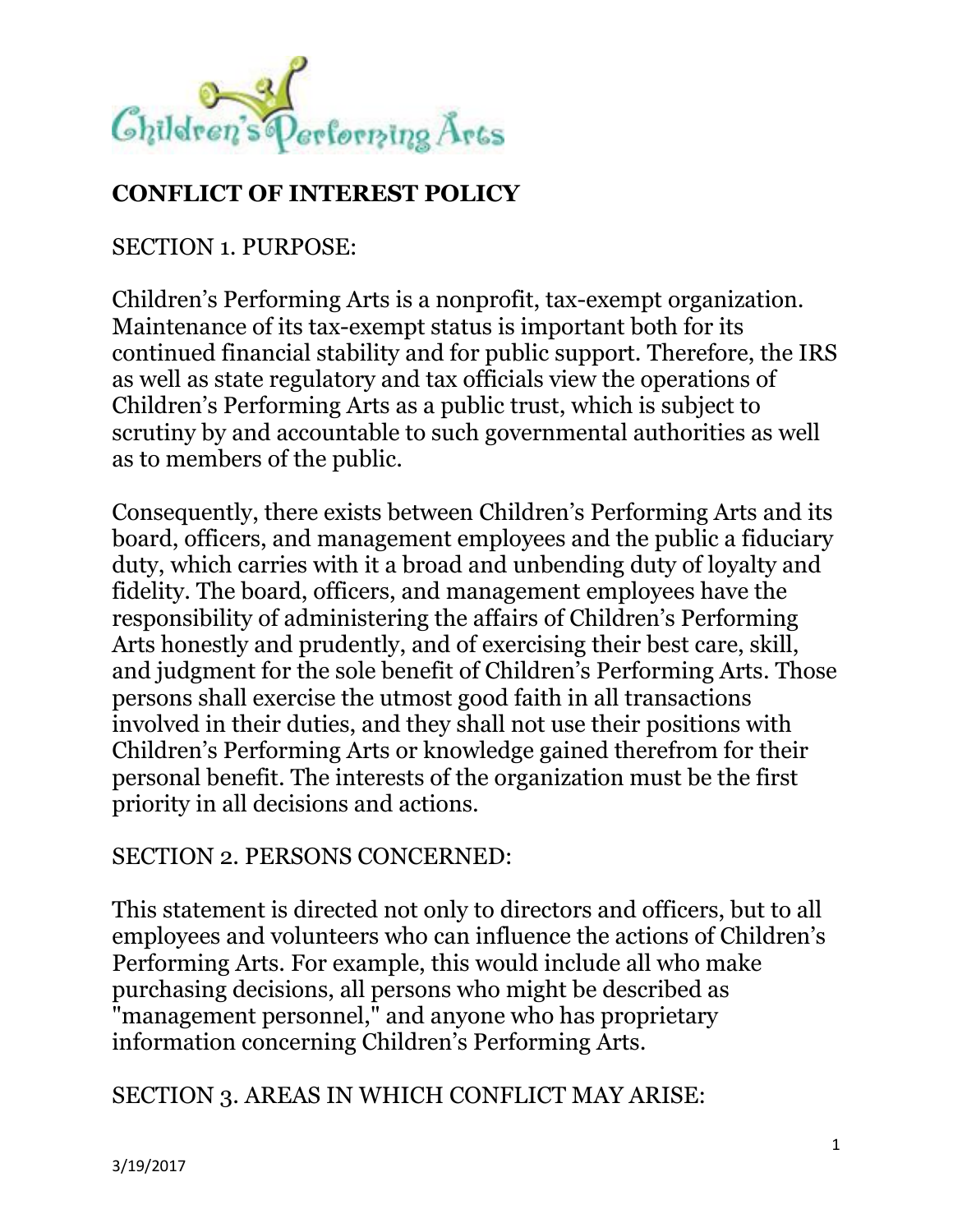# CONFLICT OF INTEREST POLICY

SECTION 1. PURPOSE:

Children's Performing Arts is a nonprofit, tax-exempt organization. Maintenance of its tax-exempt status is important both for its continued financial stability and for public support. Therefore, the IRS as well as state regulatory and tax officials view the operations of Children's Performing Arts as a public trust, which is subject to scrutiny by and accountable to such governmental authorities as well as to members of the public.

Consequently, there exists between Children's Performing Arts and its board, officers, and management employees and the public a fiduciary duty, which carries with it a broad and unbending duty of loyalty and fidelity. The board, officers, and management employees have the responsibility of administering the affairs of Children's Performing Arts honestly and prudently, and of exercising their best care, skill, and judgment for the sole benefit of Children's Performing Arts. Those persons shall exercise the utmost good faith in all transactions involved in their duties, and they shall not use their positions with Children's Performing Arts or knowledge gained therefrom for their personal benefit. The interests of the organization must be the first priority in all decisions and actions.

SECTION 2. PERSONS CONCERNED:

This statement is directed not only to directors and officers, but to all employees and volunteers who can influence the actions of Children's Performing Arts. For example, this would include all who make purchasing decisions, all persons who might be described as "management personnel," and anyone who has proprietary information concerning Children's Performing Arts.

SECTION 3. AREAS IN WHICH CONFLICT MAY ARISE: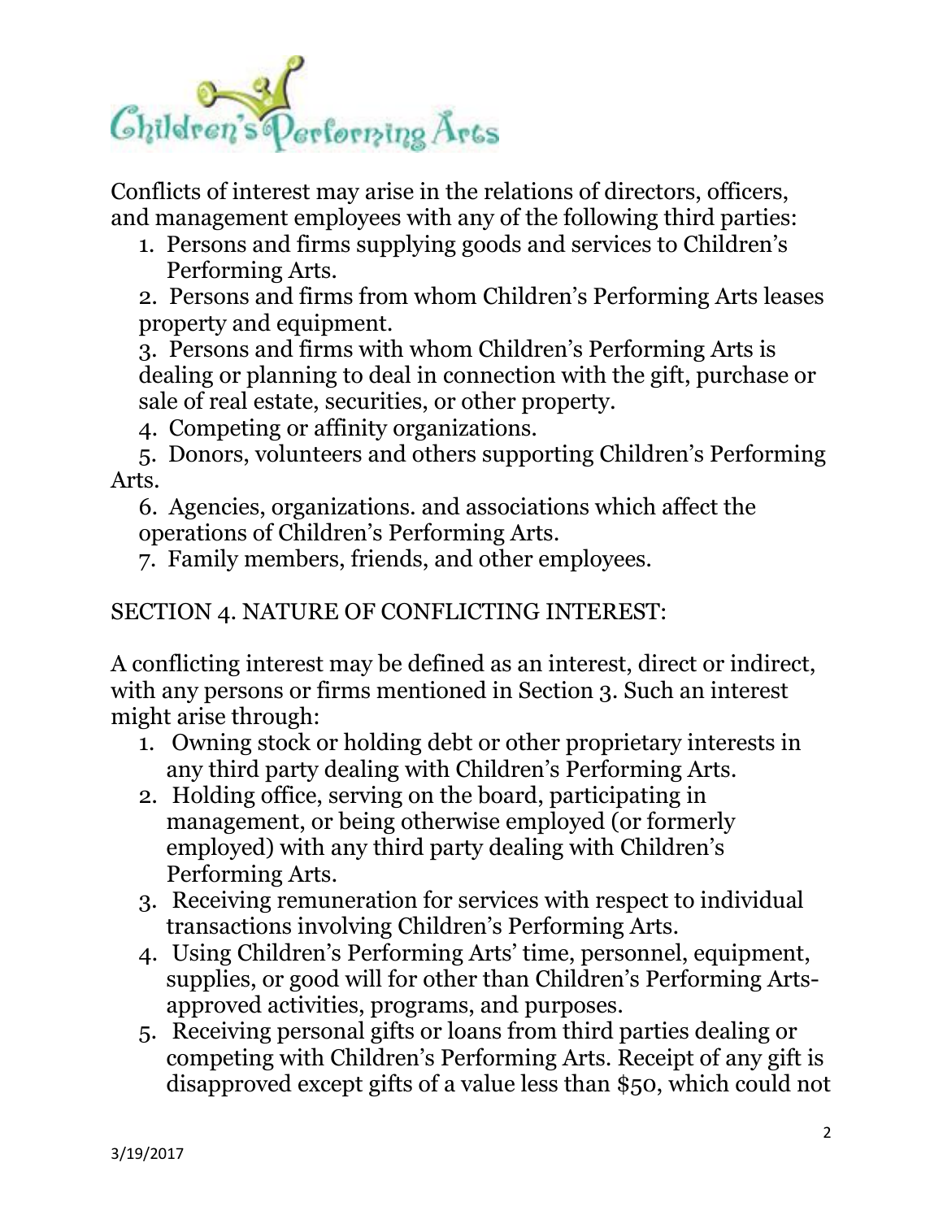Conflicts of interest may arise in the relations of directors, officers, and management employees with any of the following third parties:

1. Persons and firms supplying goods and services to Children's Performing Arts.
2. Persons and firms from whom Children's Performing Arts leases property and equipment.
3. Persons and firms with whom Children's Performing Arts is dealing or planning to deal in connection with the gift, purchase or sale of real estate, securities, or other property.
4. Competing or affinity organizations.
5. Donors, volunteers and others supporting Children's Performing Arts.
6. Agencies, organizations. and associations which affect the operations of Children's Performing Arts.
7. Family members, friends, and other employees.

SECTION 4. NATURE OF CONFLICTING INTEREST:

A conflicting interest may be defined as an interest, direct or indirect, with any persons or firms mentioned in Section 3. Such an interest might arise through:

1. Owning stock or holding debt or other proprietary interests in any third party dealing with Children's Performing Arts.
2. Holding office, serving on the board, participating in management, or being otherwise employed (or formerly employed) with any third party dealing with Children's Performing Arts.
3. Receiving remuneration for services with respect to individual transactions involving Children's Performing Arts.
4. Using Children's Performing Arts' time, personnel, equipment, supplies, or good will for other than Children's Performing Arts-approved activities, programs, and purposes.
5. Receiving personal gifts or loans from third parties dealing or competing with Children's Performing Arts. Receipt of any gift is disapproved except gifts of a value less than $50, which could not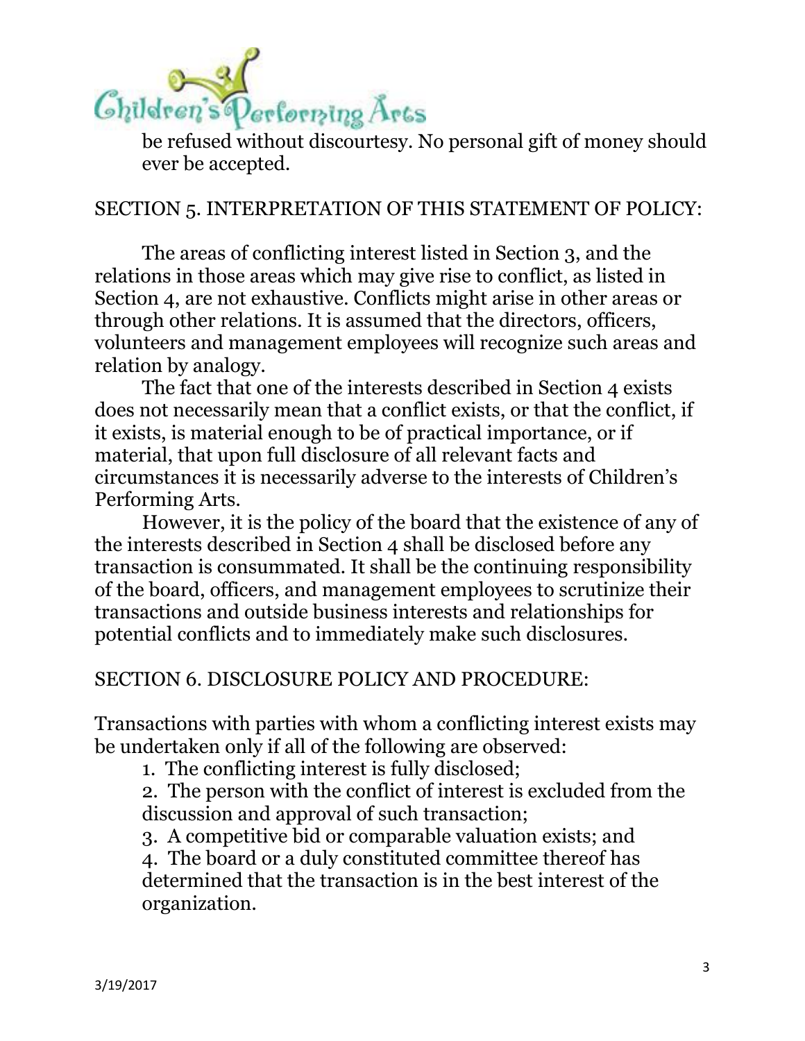be refused without discourtesy. No personal gift of money should ever be accepted.

## SECTION 5. INTERPRETATION OF THIS STATEMENT OF POLICY:

The areas of conflicting interest listed in Section 3, and the relations in those areas which may give rise to conflict, as listed in Section 4, are not exhaustive. Conflicts might arise in other areas or through other relations. It is assumed that the directors, officers, volunteers and management employees will recognize such areas and relation by analogy.

The fact that one of the interests described in Section 4 exists does not necessarily mean that a conflict exists, or that the conflict, if it exists, is material enough to be of practical importance, or if material, that upon full disclosure of all relevant facts and circumstances it is necessarily adverse to the interests of Children's Performing Arts.

However, it is the policy of the board that the existence of any of the interests described in Section 4 shall be disclosed before any transaction is consummated. It shall be the continuing responsibility of the board, officers, and management employees to scrutinize their transactions and outside business interests and relationships for potential conflicts and to immediately make such disclosures.

## SECTION 6. DISCLOSURE POLICY AND PROCEDURE:

Transactions with parties with whom a conflicting interest exists may be undertaken only if all of the following are observed:

1. The conflicting interest is fully disclosed;
2. The person with the conflict of interest is excluded from the discussion and approval of such transaction;
3. A competitive bid or comparable valuation exists; and
4. The board or a duly constituted committee thereof has determined that the transaction is in the best interest of the organization.

3/19/2017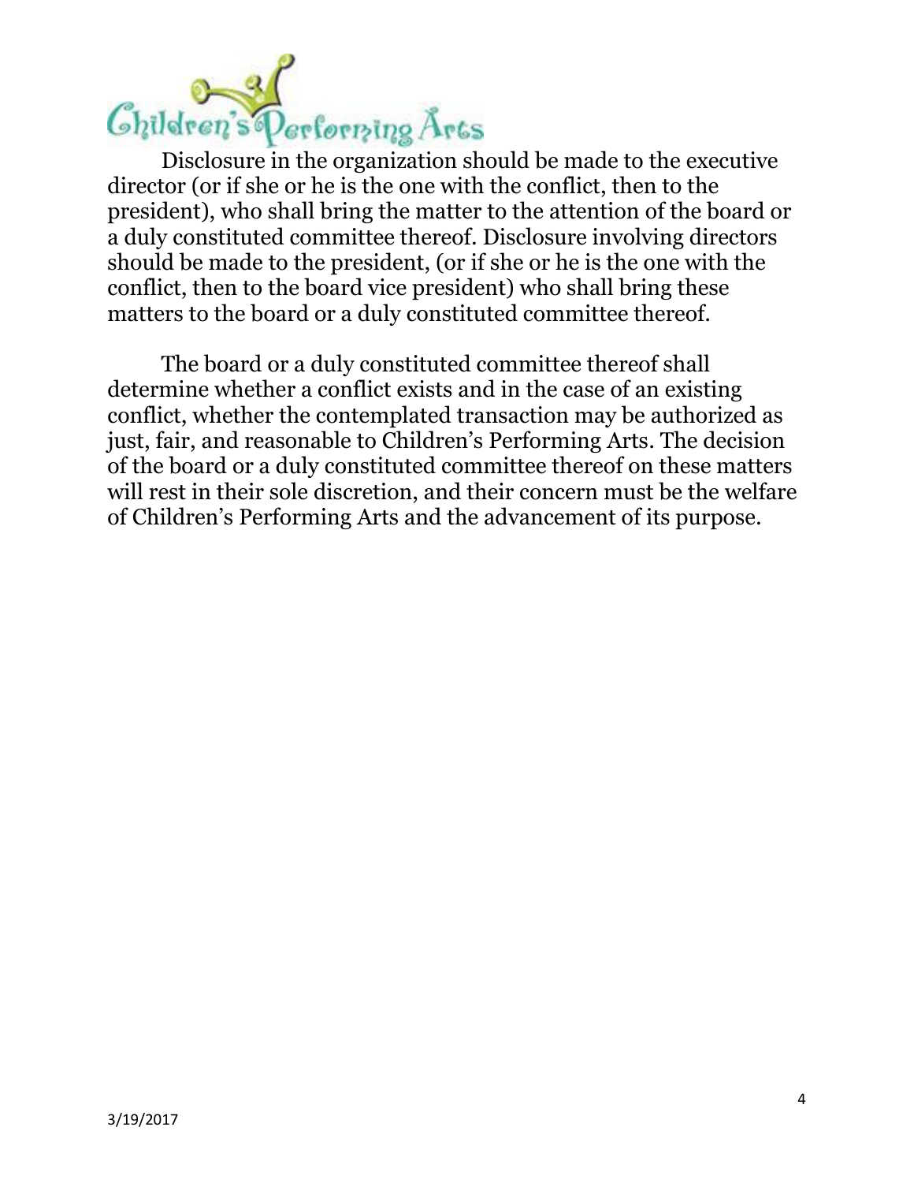Disclosure in the organization should be made to the executive director (or if she or he is the one with the conflict, then to the president), who shall bring the matter to the attention of the board or a duly constituted committee thereof. Disclosure involving directors should be made to the president, (or if she or he is the one with the conflict, then to the board vice president) who shall bring these matters to the board or a duly constituted committee thereof.

The board or a duly constituted committee thereof shall determine whether a conflict exists and in the case of an existing conflict, whether the contemplated transaction may be authorized as just, fair, and reasonable to Children's Performing Arts. The decision of the board or a duly constituted committee thereof on these matters will rest in their sole discretion, and their concern must be the welfare of Children's Performing Arts and the advancement of its purpose.